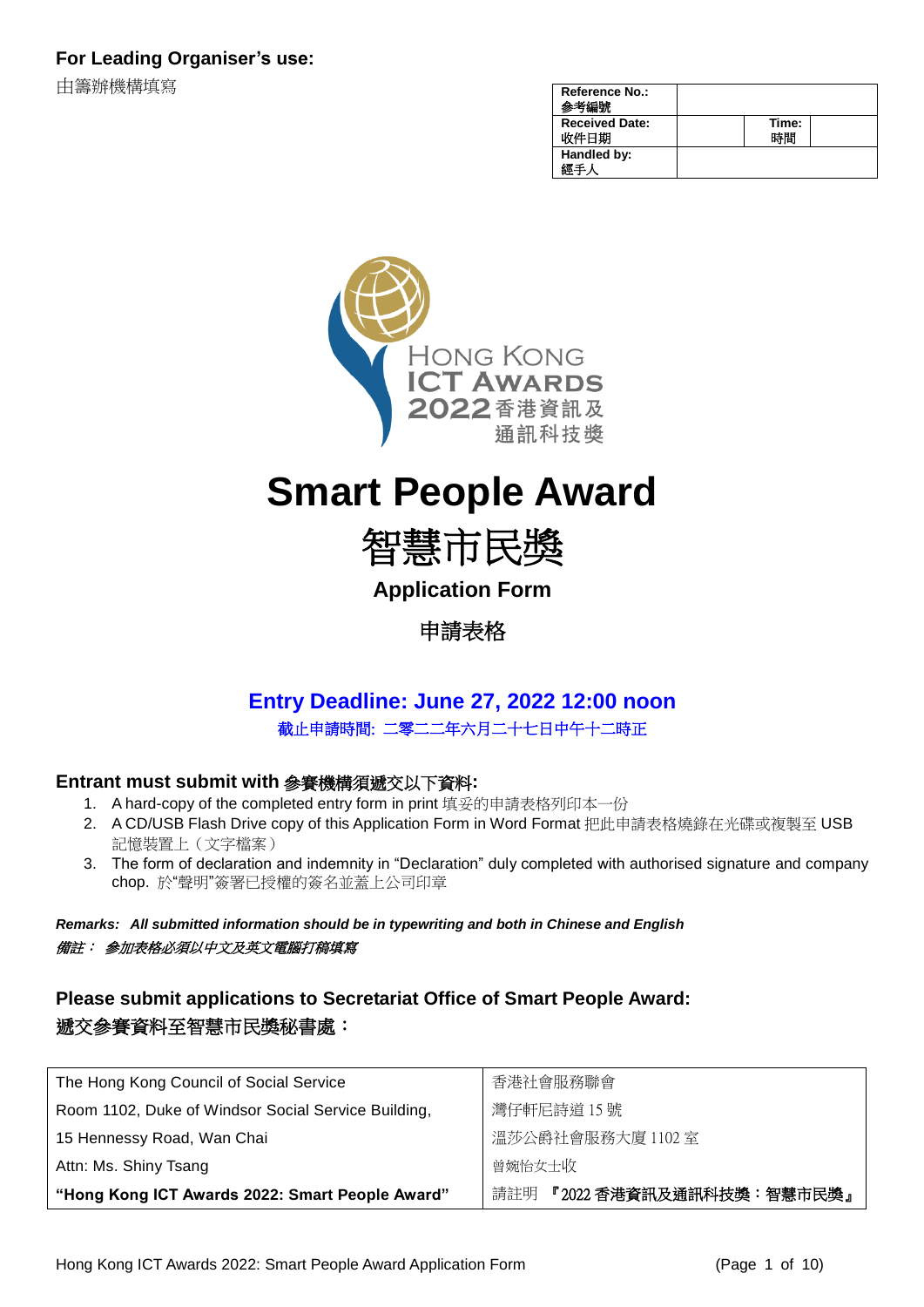**For Leading Organiser's use:**

由籌辦機構填寫

| Reference No.: 參考編號 | | | |
|---|---|---|---|
| Received Date: 收件日期 | | Time: 時間 | |
| Handled by: 經手人 | | | |

HONG KONG ICT AWARDS 2022 香港資訊及通訊科技獎

# Smart People Award

# 智慧市民獎

## Application Form

## 申請表格

**Entry Deadline: June 27, 2022 12:00 noon**

截止申請時間: 二零二二年六月二十七日中午十二時正

### Entrant must submit with 參賽機構須遞交以下資料:

1. A hard-copy of the completed entry form in print 填妥的申請表格列印本一份
2. A CD/USB Flash Drive copy of this Application Form in Word Format 把此申請表格燒錄在光碟或複製至 USB 記憶裝置上（文字檔案）
3. The form of declaration and indemnity in "Declaration" duly completed with authorised signature and company chop. 於"聲明"簽署已授權的簽名並蓋上公司印章

***Remarks: All submitted information should be in typewriting and both in Chinese and English***

***備註： 參加表格必須以中文及英文電腦打稿填寫***

### Please submit applications to Secretariat Office of Smart People Award:

### 遞交參賽資料至智慧市民獎秘書處：

| | |
|---|---|
| The Hong Kong Council of Social Service | 香港社會服務聯會 |
| Room 1102, Duke of Windsor Social Service Building, | 灣仔軒尼詩道 15 號 |
| 15 Hennessy Road, Wan Chai | 溫莎公爵社會服務大廈 1102 室 |
| Attn: Ms. Shiny Tsang | 曾婉怡女士收 |
| **"Hong Kong ICT Awards 2022: Smart People Award"** | 請註明 **『2022 香港資訊及通訊科技獎：智慧市民獎』** |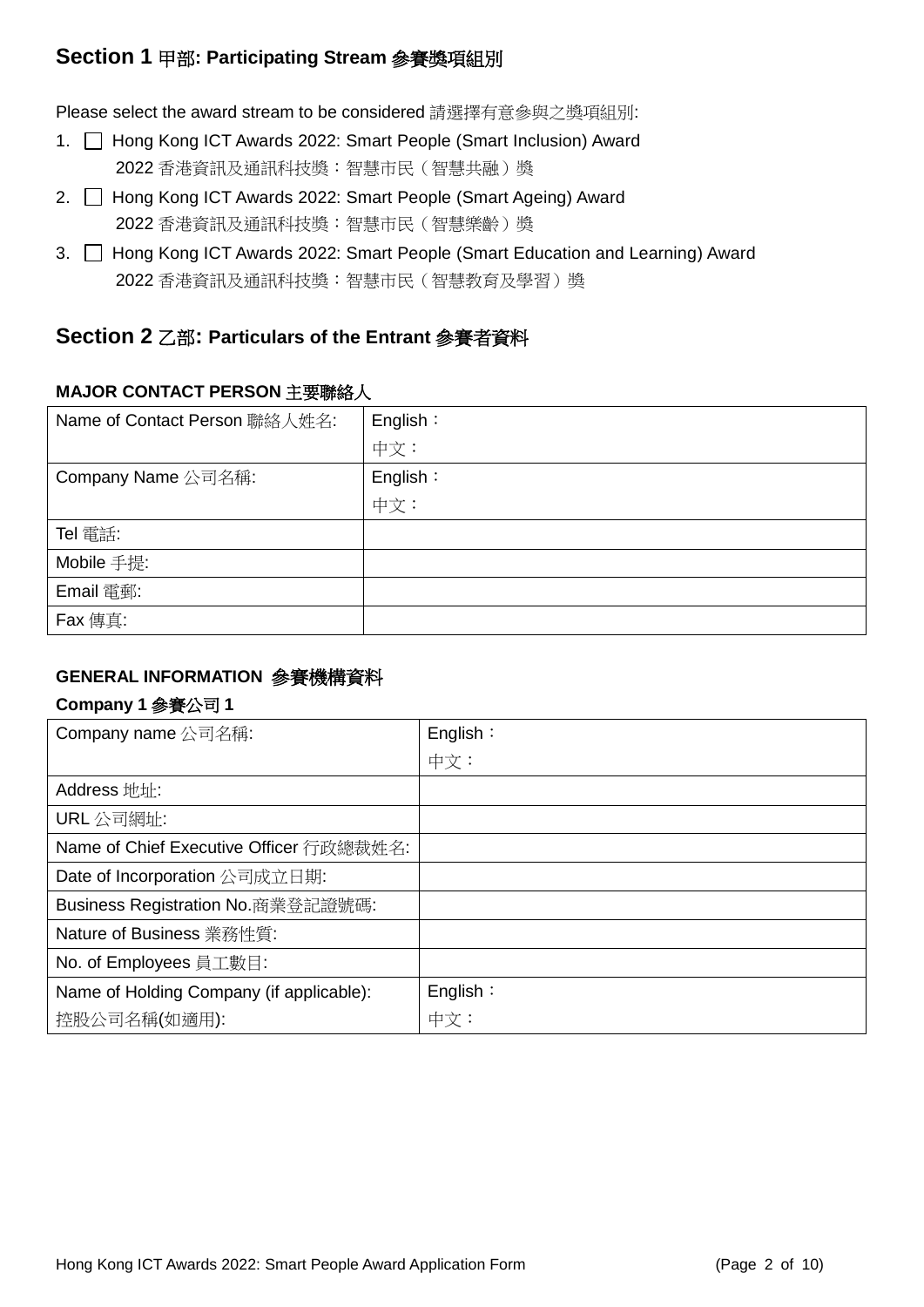## Section 1 甲部: Participating Stream 參賽獎項組別

Please select the award stream to be considered 請選擇有意參與之獎項組別:

1. ☐ Hong Kong ICT Awards 2022: Smart People (Smart Inclusion) Award
   2022 香港資訊及通訊科技獎：智慧市民（智慧共融）獎
2. ☐ Hong Kong ICT Awards 2022: Smart People (Smart Ageing) Award
   2022 香港資訊及通訊科技獎：智慧市民（智慧樂齡）獎
3. ☐ Hong Kong ICT Awards 2022: Smart People (Smart Education and Learning) Award
   2022 香港資訊及通訊科技獎：智慧市民（智慧教育及學習）獎

## Section 2 乙部: Particulars of the Entrant 參賽者資料

### MAJOR CONTACT PERSON 主要聯絡人

| Name of Contact Person 聯絡人姓名: | English：<br>中文： |
|---|---|
| Company Name 公司名稱: | English：<br>中文： |
| Tel 電話: | |
| Mobile 手提: | |
| Email 電郵: | |
| Fax 傳真: | |

### GENERAL INFORMATION 參賽機構資料

**Company 1 參賽公司 1**

| Company name 公司名稱: | English：<br>中文： |
|---|---|
| Address 地址: | |
| URL 公司網址: | |
| Name of Chief Executive Officer 行政總裁姓名: | |
| Date of Incorporation 公司成立日期: | |
| Business Registration No.商業登記證號碼: | |
| Nature of Business 業務性質: | |
| No. of Employees 員工數目: | |
| Name of Holding Company (if applicable):<br>控股公司名稱(如適用): | English：<br>中文： |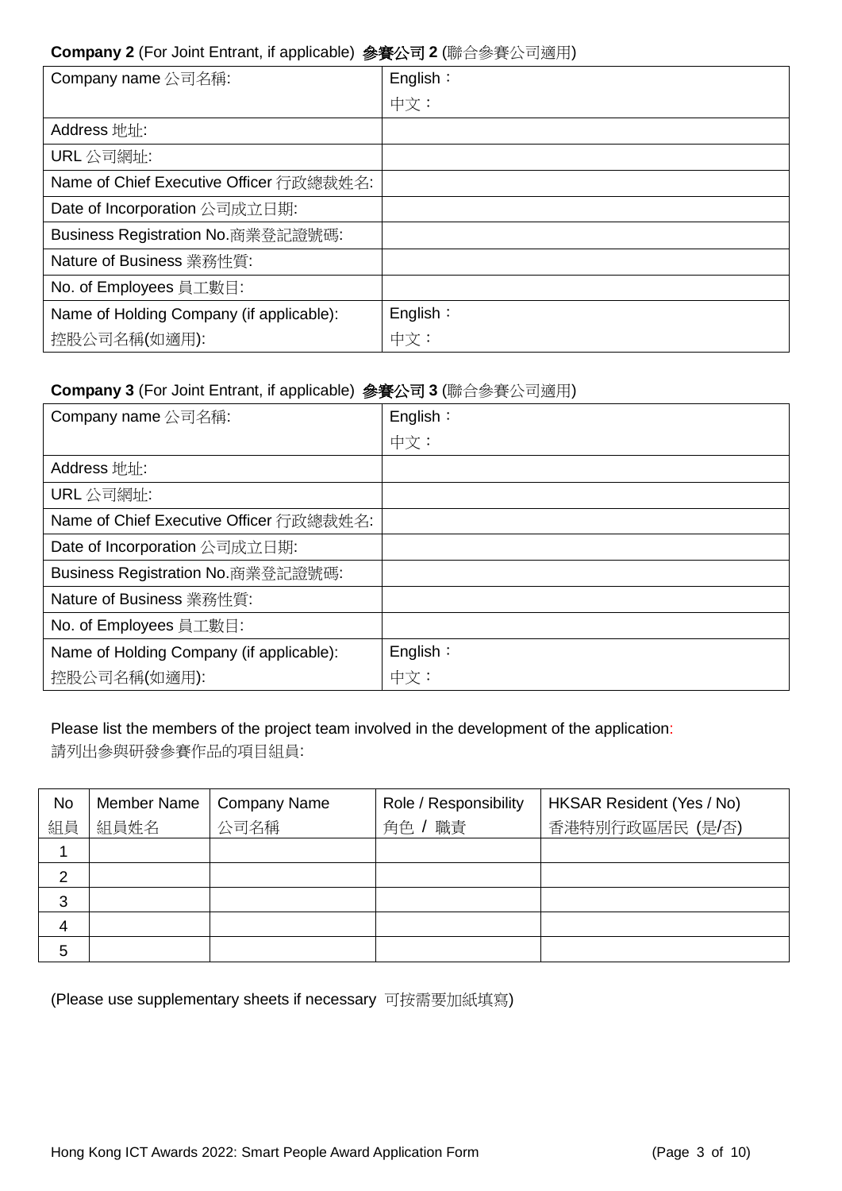**Company 2** (For Joint Entrant, if applicable) **參賽公司 2** (聯合參賽公司適用)

| | |
|---|---|
| Company name 公司名稱: | English： |
| | 中文： |
| Address 地址: | |
| URL 公司網址: | |
| Name of Chief Executive Officer 行政總裁姓名: | |
| Date of Incorporation 公司成立日期: | |
| Business Registration No.商業登記證號碼: | |
| Nature of Business 業務性質: | |
| No. of Employees 員工數目: | |
| Name of Holding Company (if applicable): | English： |
| 控股公司名稱(如適用): | 中文： |

**Company 3** (For Joint Entrant, if applicable) **參賽公司 3** (聯合參賽公司適用)

| | |
|---|---|
| Company name 公司名稱: | English： |
| | 中文： |
| Address 地址: | |
| URL 公司網址: | |
| Name of Chief Executive Officer 行政總裁姓名: | |
| Date of Incorporation 公司成立日期: | |
| Business Registration No.商業登記證號碼: | |
| Nature of Business 業務性質: | |
| No. of Employees 員工數目: | |
| Name of Holding Company (if applicable): | English： |
| 控股公司名稱(如適用): | 中文： |

Please list the members of the project team involved in the development of the application:
請列出參與研發參賽作品的項目組員:

| No 組員 | Member Name 組員姓名 | Company Name 公司名稱 | Role / Responsibility 角色 / 職責 | HKSAR Resident (Yes / No) 香港特別行政區居民 (是/否) |
|---|---|---|---|---|
| 1 | | | | |
| 2 | | | | |
| 3 | | | | |
| 4 | | | | |
| 5 | | | | |

(Please use supplementary sheets if necessary 可按需要加紙填寫)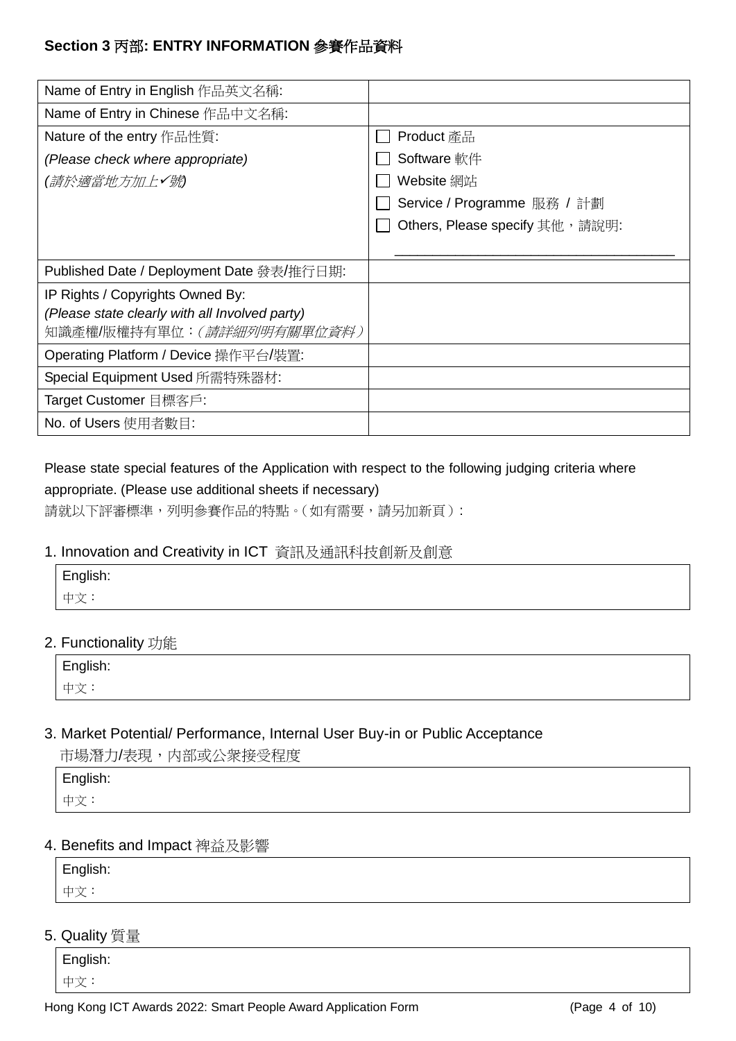## Section 3 丙部: ENTRY INFORMATION 參賽作品資料

| | |
|---|---|
| Name of Entry in English 作品英文名稱: | |
| Name of Entry in Chinese 作品中文名稱: | |
| Nature of the entry 作品性質:<br>*(Please check where appropriate)*<br>*(請於適當地方加上✓號)* | ☐ Product 產品<br>☐ Software 軟件<br>☐ Website 網站<br>☐ Service / Programme 服務 / 計劃<br>☐ Others, Please specify 其他，請說明:<br>______________________________ |
| Published Date / Deployment Date 發表/推行日期: | |
| IP Rights / Copyrights Owned By:<br>*(Please state clearly with all Involved party)*<br>知識產權/版權持有單位：*(請詳細列明有關單位資料)* | |
| Operating Platform / Device 操作平台/裝置: | |
| Special Equipment Used 所需特殊器材: | |
| Target Customer 目標客戶: | |
| No. of Users 使用者數目: | |

Please state special features of the Application with respect to the following judging criteria where appropriate. (Please use additional sheets if necessary)
請就以下評審標準，列明參賽作品的特點。(如有需要，請另加新頁)：

1. Innovation and Creativity in ICT 資訊及通訊科技創新及創意

| |
|---|
| English:<br>中文： |

2. Functionality 功能

| |
|---|
| English:<br>中文： |

3. Market Potential/ Performance, Internal User Buy-in or Public Acceptance
市場潛力/表現，內部或公眾接受程度

| |
|---|
| English:<br>中文： |

4. Benefits and Impact 裨益及影響

| |
|---|
| English:<br>中文： |

5. Quality 質量

| |
|---|
| English:<br>中文： |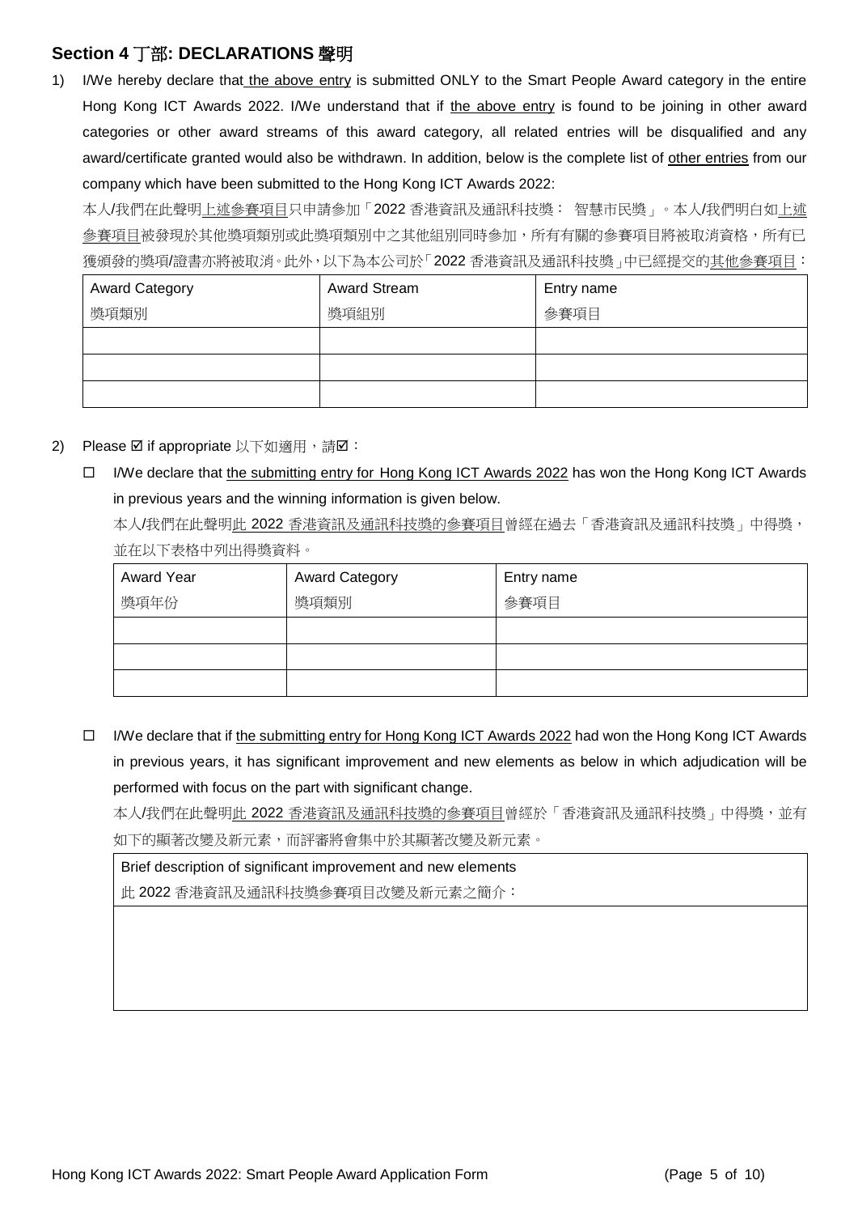## Section 4 丁部: DECLARATIONS 聲明

1) I/We hereby declare that the above entry is submitted ONLY to the Smart People Award category in the entire Hong Kong ICT Awards 2022. I/We understand that if the above entry is found to be joining in other award categories or other award streams of this award category, all related entries will be disqualified and any award/certificate granted would also be withdrawn. In addition, below is the complete list of other entries from our company which have been submitted to the Hong Kong ICT Awards 2022:

   本人/我們在此聲明上述參賽項目只申請參加「2022 香港資訊及通訊科技獎： 智慧市民獎」。本人/我們明白如上述參賽項目被發現於其他獎項類別或此獎項類別中之其他組別同時參加，所有有關的參賽項目將被取消資格，所有已獲頒發的獎項/證書亦將被取消。此外，以下為本公司於「2022 香港資訊及通訊科技獎」中已經提交的其他參賽項目：

| Award Category 獎項類別 | Award Stream 獎項組別 | Entry name 參賽項目 |
|---|---|---|
| | | |
| | | |
| | | |

2) Please ☑ if appropriate 以下如適用，請☑：

   ☐ I/We declare that the submitting entry for Hong Kong ICT Awards 2022 has won the Hong Kong ICT Awards in previous years and the winning information is given below.

   本人/我們在此聲明此 2022 香港資訊及通訊科技獎的參賽項目曾經在過去「香港資訊及通訊科技獎」中得獎，並在以下表格中列出得獎資料。

| Award Year 獎項年份 | Award Category 獎項類別 | Entry name 參賽項目 |
|---|---|---|
| | | |
| | | |
| | | |

   ☐ I/We declare that if the submitting entry for Hong Kong ICT Awards 2022 had won the Hong Kong ICT Awards in previous years, it has significant improvement and new elements as below in which adjudication will be performed with focus on the part with significant change.

   本人/我們在此聲明此 2022 香港資訊及通訊科技獎的參賽項目曾經於「香港資訊及通訊科技獎」中得獎，並有如下的顯著改變及新元素，而評審將會集中於其顯著改變及新元素。

| Brief description of significant improvement and new elements 此 2022 香港資訊及通訊科技獎參賽項目改變及新元素之簡介： |
|---|
| |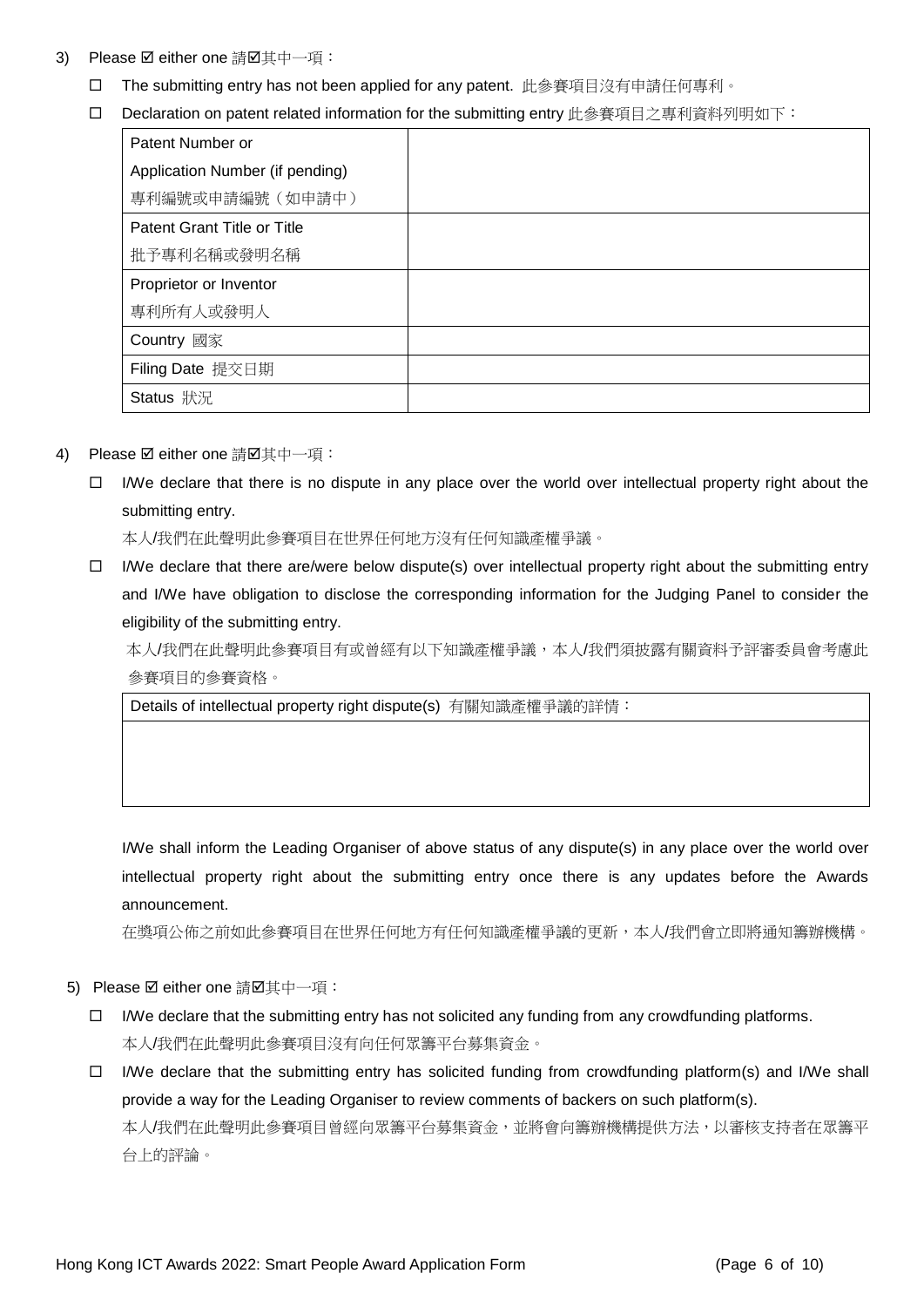3) Please ☑ either one 請☑其中一項：

- ☐ The submitting entry has not been applied for any patent. 此參賽項目沒有申請任何專利。
- ☐ Declaration on patent related information for the submitting entry 此參賽項目之專利資料列明如下：

| Patent Number or Application Number (if pending) 專利編號或申請編號（如申請中） | |
|---|---|
| Patent Grant Title or Title 批予專利名稱或發明名稱 | |
| Proprietor or Inventor 專利所有人或發明人 | |
| Country 國家 | |
| Filing Date 提交日期 | |
| Status 狀況 | |

4) Please ☑ either one 請☑其中一項：

- ☐ I/We declare that there is no dispute in any place over the world over intellectual property right about the submitting entry.
  本人/我們在此聲明此參賽項目在世界任何地方沒有任何知識產權爭議。
- ☐ I/We declare that there are/were below dispute(s) over intellectual property right about the submitting entry and I/We have obligation to disclose the corresponding information for the Judging Panel to consider the eligibility of the submitting entry.
  本人/我們在此聲明此參賽項目有或曾經有以下知識產權爭議，本人/我們須披露有關資料予評審委員會考慮此參賽項目的參賽資格。

| Details of intellectual property right dispute(s) 有關知識產權爭議的詳情： |
|---|
| |

I/We shall inform the Leading Organiser of above status of any dispute(s) in any place over the world over intellectual property right about the submitting entry once there is any updates before the Awards announcement.

在獎項公佈之前如此參賽項目在世界任何地方有任何知識產權爭議的更新，本人/我們會立即將通知籌辦機構。

5) Please ☑ either one 請☑其中一項：

- ☐ I/We declare that the submitting entry has not solicited any funding from any crowdfunding platforms.
  本人/我們在此聲明此參賽項目沒有向任何眾籌平台募集資金。
- ☐ I/We declare that the submitting entry has solicited funding from crowdfunding platform(s) and I/We shall provide a way for the Leading Organiser to review comments of backers on such platform(s).
  本人/我們在此聲明此參賽項目曾經向眾籌平台募集資金，並將會向籌辦機構提供方法，以審核支持者在眾籌平台上的評論。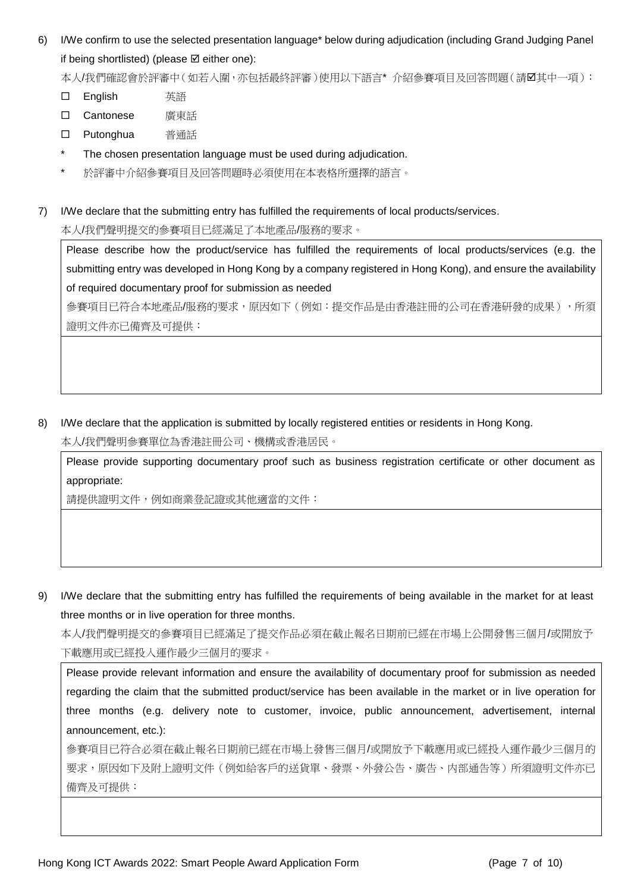6) I/We confirm to use the selected presentation language* below during adjudication (including Grand Judging Panel if being shortlisted) (please ☑ either one):

本人/我們確認會於評審中（如若入圍，亦包括最終評審）使用以下語言* 介紹參賽項目及回答問題（請☑其中一項）：

- ☐ English 英語
- ☐ Cantonese 廣東話
- ☐ Putonghua 普通話

\* The chosen presentation language must be used during adjudication.

\* 於評審中介紹參賽項目及回答問題時必須使用在本表格所選擇的語言。

7) I/We declare that the submitting entry has fulfilled the requirements of local products/services.

本人/我們聲明提交的參賽項目已經滿足了本地產品/服務的要求。

| Please describe how the product/service has fulfilled the requirements of local products/services (e.g. the submitting entry was developed in Hong Kong by a company registered in Hong Kong), and ensure the availability of required documentary proof for submission as needed<br>參賽項目已符合本地產品/服務的要求，原因如下（例如：提交作品是由香港註冊的公司在香港研發的成果），所須證明文件亦已備齊及可提供： |
|---|
| |

8) I/We declare that the application is submitted by locally registered entities or residents in Hong Kong.

本人/我們聲明參賽單位為香港註冊公司、機構或香港居民。

| Please provide supporting documentary proof such as business registration certificate or other document as appropriate:<br>請提供證明文件，例如商業登記證或其他適當的文件： |
|---|
| |

9) I/We declare that the submitting entry has fulfilled the requirements of being available in the market for at least three months or in live operation for three months.

本人/我們聲明提交的參賽項目已經滿足了提交作品必須在截止報名日期前已經在市場上公開發售三個月/或開放予下載應用或已經投入運作最少三個月的要求。

| Please provide relevant information and ensure the availability of documentary proof for submission as needed regarding the claim that the submitted product/service has been available in the market or in live operation for three months (e.g. delivery note to customer, invoice, public announcement, advertisement, internal announcement, etc.):<br>參賽項目已符合必須在截止報名日期前已經在市場上發售三個月/或開放予下載應用或已經投入運作最少三個月的要求，原因如下及附上證明文件（例如給客戶的送貨單、發票、外發公告、廣告、內部通告等）所須證明文件亦已備齊及可提供： |
|---|
| |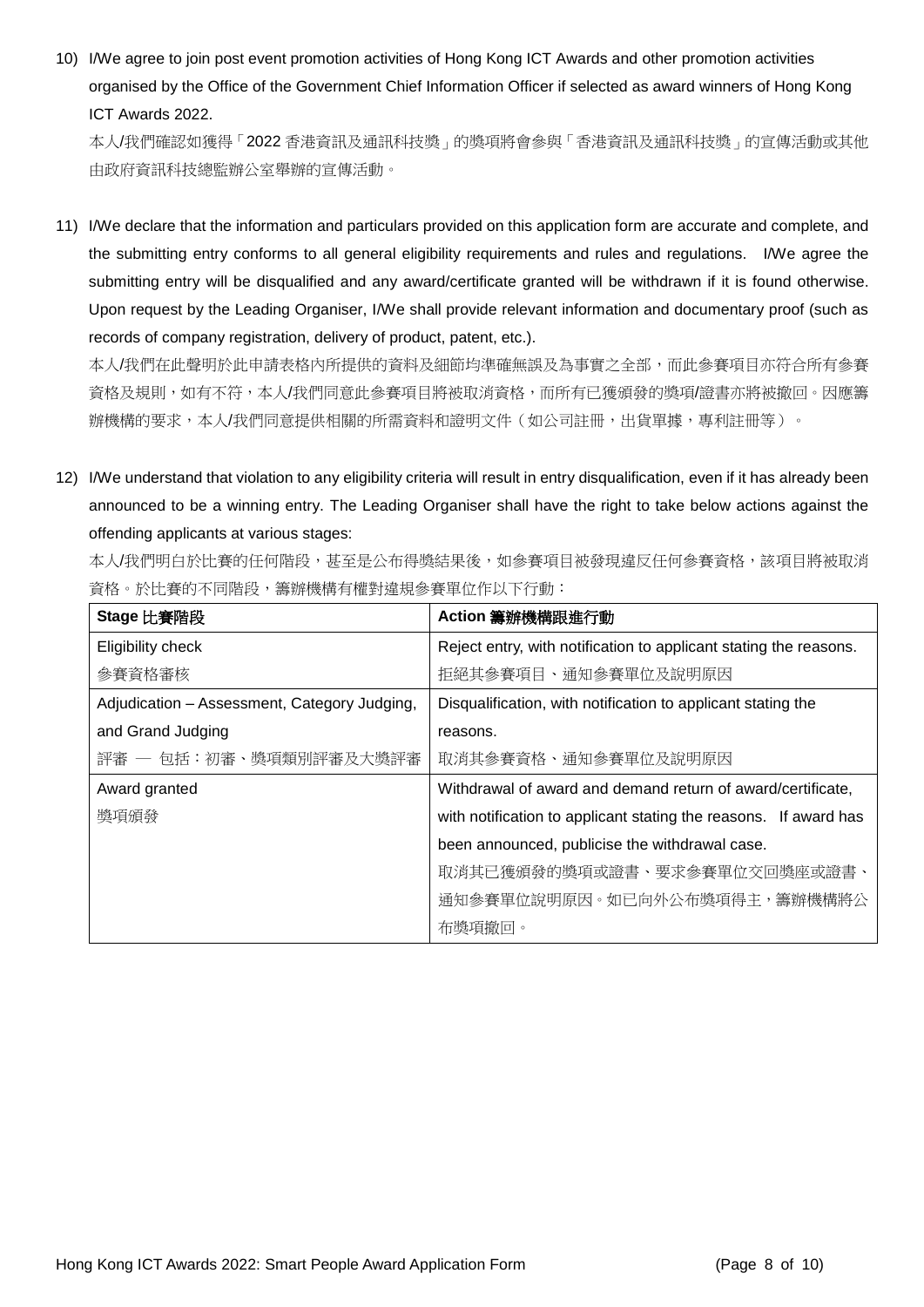10) I/We agree to join post event promotion activities of Hong Kong ICT Awards and other promotion activities organised by the Office of the Government Chief Information Officer if selected as award winners of Hong Kong ICT Awards 2022.

    本人/我們確認如獲得「2022 香港資訊及通訊科技獎」的獎項將會參與「香港資訊及通訊科技獎」的宣傳活動或其他由政府資訊科技總監辦公室舉辦的宣傳活動。

11) I/We declare that the information and particulars provided on this application form are accurate and complete, and the submitting entry conforms to all general eligibility requirements and rules and regulations. I/We agree the submitting entry will be disqualified and any award/certificate granted will be withdrawn if it is found otherwise. Upon request by the Leading Organiser, I/We shall provide relevant information and documentary proof (such as records of company registration, delivery of product, patent, etc.).

    本人/我們在此聲明於此申請表格內所提供的資料及細節均準確無誤及為事實之全部，而此參賽項目亦符合所有參賽資格及規則，如有不符，本人/我們同意此參賽項目將被取消資格，而所有已獲頒發的獎項/證書亦將被撤回。因應籌辦機構的要求，本人/我們同意提供相關的所需資料和證明文件（如公司註冊，出貨單據，專利註冊等）。

12) I/We understand that violation to any eligibility criteria will result in entry disqualification, even if it has already been announced to be a winning entry. The Leading Organiser shall have the right to take below actions against the offending applicants at various stages:

    本人/我們明白於比賽的任何階段，甚至是公布得獎結果後，如參賽項目被發現違反任何參賽資格，該項目將被取消資格。於比賽的不同階段，籌辦機構有權對違規參賽單位作以下行動：

| **Stage 比賽階段** | **Action 籌辦機構跟進行動** |
| --- | --- |
| Eligibility check<br>參賽資格審核 | Reject entry, with notification to applicant stating the reasons.<br>拒絕其參賽項目、通知參賽單位及說明原因 |
| Adjudication – Assessment, Category Judging, and Grand Judging<br>評審 — 包括：初審、獎項類別評審及大獎評審 | Disqualification, with notification to applicant stating the reasons.<br>取消其參賽資格、通知參賽單位及說明原因 |
| Award granted<br>獎項頒發 | Withdrawal of award and demand return of award/certificate, with notification to applicant stating the reasons. If award has been announced, publicise the withdrawal case.<br>取消其已獲頒發的獎項或證書、要求參賽單位交回獎座或證書、通知參賽單位說明原因。如已向外公布獎項得主，籌辦機構將公布獎項撤回。 |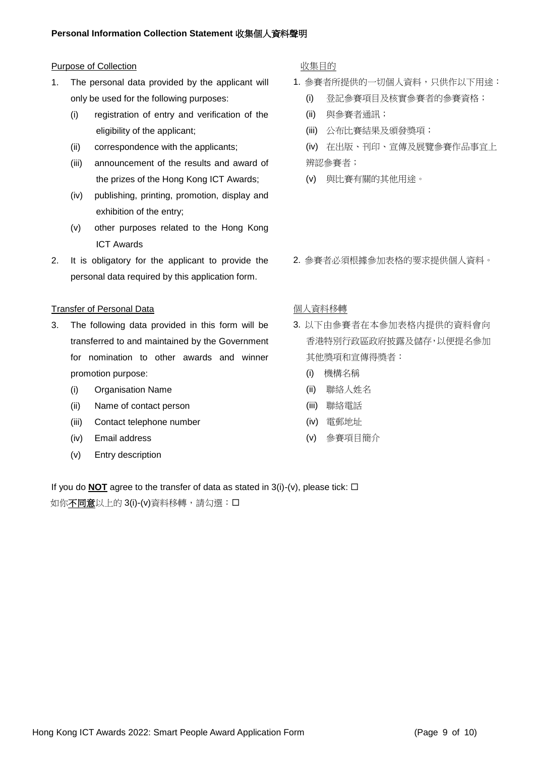**Personal Information Collection Statement 收集個人資料聲明**

Purpose of Collection

1. The personal data provided by the applicant will only be used for the following purposes:
   - (i) registration of entry and verification of the eligibility of the applicant;
   - (ii) correspondence with the applicants;
   - (iii) announcement of the results and award of the prizes of the Hong Kong ICT Awards;
   - (iv) publishing, printing, promotion, display and exhibition of the entry;
   - (v) other purposes related to the Hong Kong ICT Awards
2. It is obligatory for the applicant to provide the personal data required by this application form.

收集目的

1. 參賽者所提供的一切個人資料，只供作以下用途：
   - (i) 登記參賽項目及核實參賽者的參賽資格；
   - (ii) 與參賽者通訊；
   - (iii) 公布比賽結果及頒發獎項；
   - (iv) 在出版、刊印、宣傳及展覽參賽作品事宜上辨認參賽者；
   - (v) 與比賽有關的其他用途。
2. 參賽者必須根據參加表格的要求提供個人資料。

Transfer of Personal Data

3. The following data provided in this form will be transferred to and maintained by the Government for nomination to other awards and winner promotion purpose:
   - (i) Organisation Name
   - (ii) Name of contact person
   - (iii) Contact telephone number
   - (iv) Email address
   - (v) Entry description

個人資料移轉

3. 以下由參賽者在本參加表格內提供的資料會向香港特別行政區政府披露及儲存，以便提名參加其他獎項和宣傳得獎者：
   - (i) 機構名稱
   - (ii) 聯絡人姓名
   - (iii) 聯絡電話
   - (iv) 電郵地址
   - (v) 參賽項目簡介

If you do **NOT** agree to the transfer of data as stated in 3(i)-(v), please tick: ☐

如你**不同意**以上的 3(i)-(v)資料移轉，請勾選：☐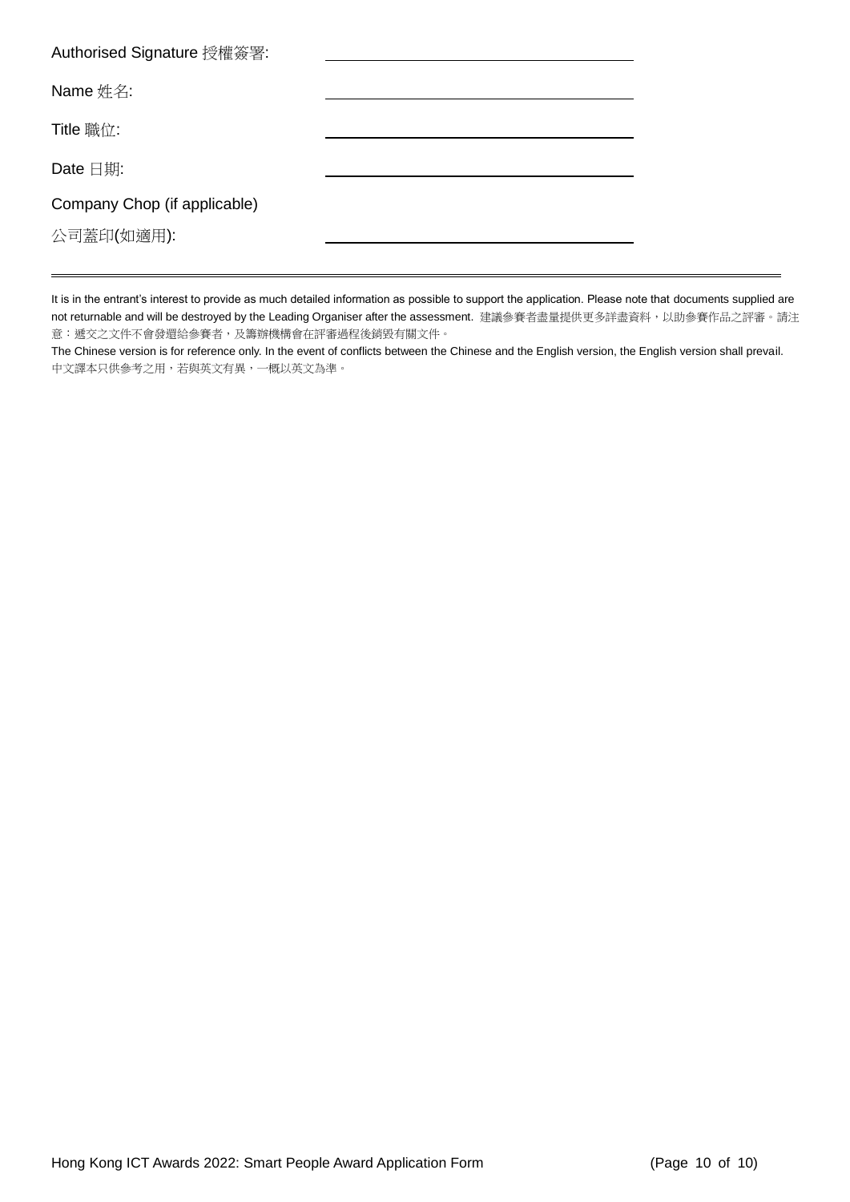Authorised Signature 授權簽署: \_\_\_\_\_\_\_\_\_\_\_\_\_\_\_\_\_\_\_\_\_\_\_\_\_\_\_\_

Name 姓名: \_\_\_\_\_\_\_\_\_\_\_\_\_\_\_\_\_\_\_\_\_\_\_\_\_\_\_\_

Title 職位: \_\_\_\_\_\_\_\_\_\_\_\_\_\_\_\_\_\_\_\_\_\_\_\_\_\_\_\_

Date 日期: \_\_\_\_\_\_\_\_\_\_\_\_\_\_\_\_\_\_\_\_\_\_\_\_\_\_\_\_

Company Chop (if applicable)

公司蓋印(如適用): \_\_\_\_\_\_\_\_\_\_\_\_\_\_\_\_\_\_\_\_\_\_\_\_\_\_\_\_

---

It is in the entrant's interest to provide as much detailed information as possible to support the application. Please note that documents supplied are not returnable and will be destroyed by the Leading Organiser after the assessment. 建議參賽者盡量提供更多詳盡資料，以助參賽作品之評審。請注意：遞交之文件不會發還給參賽者，及籌辦機構會在評審過程後銷毀有關文件。

The Chinese version is for reference only. In the event of conflicts between the Chinese and the English version, the English version shall prevail. 中文譯本只供參考之用，若與英文有異，一概以英文為準。